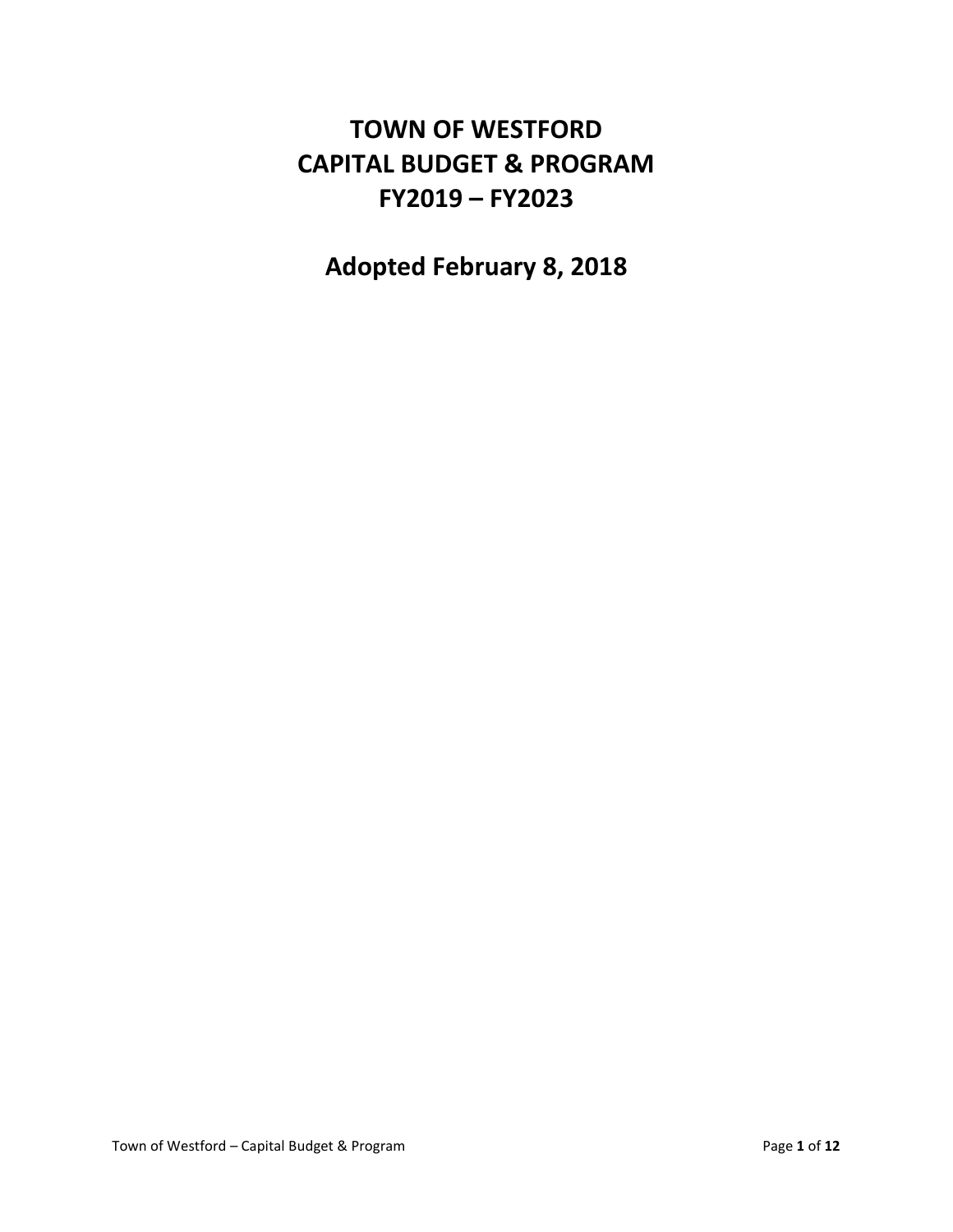# TOWN OF WESTFORD
# CAPITAL BUDGET & PROGRAM
# FY2019 – FY2023

## Adopted February 8, 2018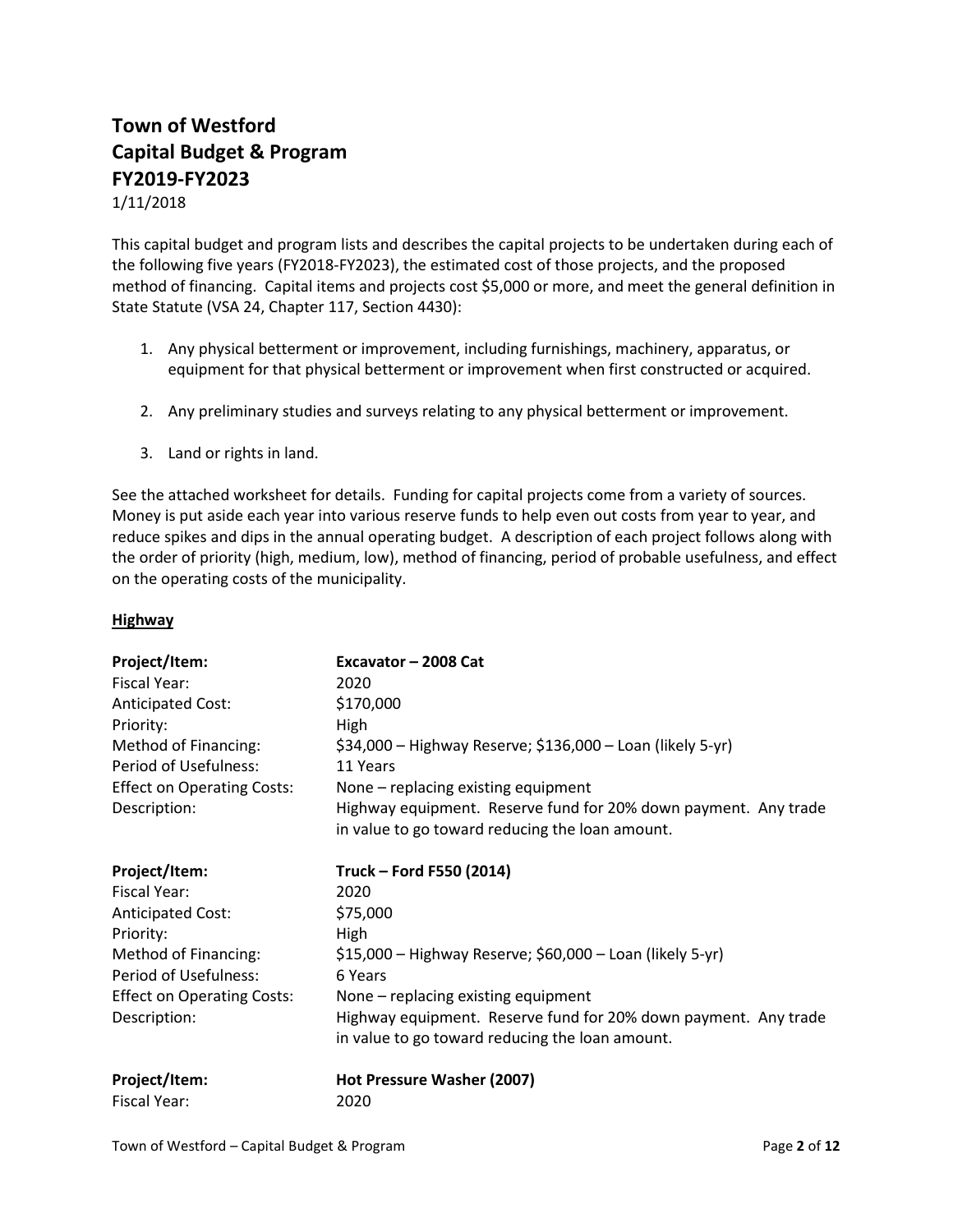# Town of Westford
# Capital Budget & Program
# FY2019-FY2023

1/11/2018

This capital budget and program lists and describes the capital projects to be undertaken during each of the following five years (FY2018-FY2023), the estimated cost of those projects, and the proposed method of financing. Capital items and projects cost $5,000 or more, and meet the general definition in State Statute (VSA 24, Chapter 117, Section 4430):

1. Any physical betterment or improvement, including furnishings, machinery, apparatus, or equipment for that physical betterment or improvement when first constructed or acquired.

2. Any preliminary studies and surveys relating to any physical betterment or improvement.

3. Land or rights in land.

See the attached worksheet for details. Funding for capital projects come from a variety of sources. Money is put aside each year into various reserve funds to help even out costs from year to year, and reduce spikes and dips in the annual operating budget. A description of each project follows along with the order of priority (high, medium, low), method of financing, period of probable usefulness, and effect on the operating costs of the municipality.

## Highway

| | |
|---|---|
| **Project/Item:** | **Excavator – 2008 Cat** |
| Fiscal Year: | 2020 |
| Anticipated Cost: | $170,000 |
| Priority: | High |
| Method of Financing: | $34,000 – Highway Reserve; $136,000 – Loan (likely 5-yr) |
| Period of Usefulness: | 11 Years |
| Effect on Operating Costs: | None – replacing existing equipment |
| Description: | Highway equipment. Reserve fund for 20% down payment. Any trade in value to go toward reducing the loan amount. |

| | |
|---|---|
| **Project/Item:** | **Truck – Ford F550 (2014)** |
| Fiscal Year: | 2020 |
| Anticipated Cost: | $75,000 |
| Priority: | High |
| Method of Financing: | $15,000 – Highway Reserve; $60,000 – Loan (likely 5-yr) |
| Period of Usefulness: | 6 Years |
| Effect on Operating Costs: | None – replacing existing equipment |
| Description: | Highway equipment. Reserve fund for 20% down payment. Any trade in value to go toward reducing the loan amount. |

| | |
|---|---|
| **Project/Item:** | **Hot Pressure Washer (2007)** |
| Fiscal Year: | 2020 |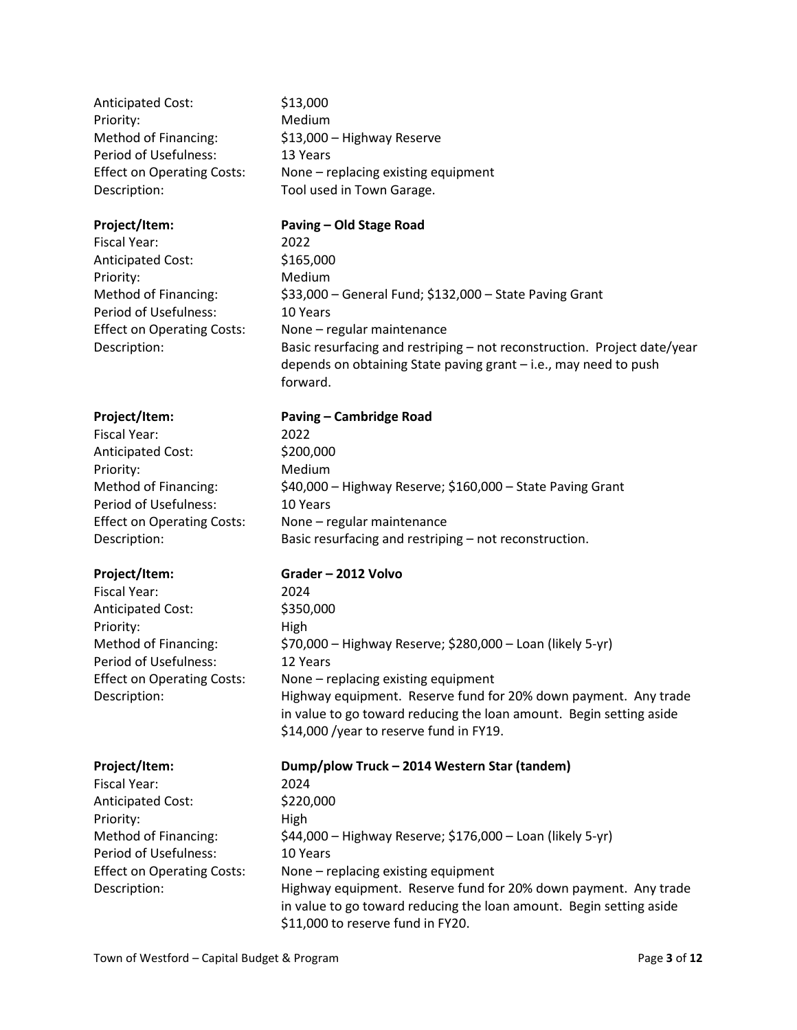| | |
|---|---|
| Anticipated Cost: | $13,000 |
| Priority: | Medium |
| Method of Financing: | $13,000 – Highway Reserve |
| Period of Usefulness: | 13 Years |
| Effect on Operating Costs: | None – replacing existing equipment |
| Description: | Tool used in Town Garage. |

| | |
|---|---|
| **Project/Item:** | **Paving – Old Stage Road** |
| Fiscal Year: | 2022 |
| Anticipated Cost: | $165,000 |
| Priority: | Medium |
| Method of Financing: | $33,000 – General Fund; $132,000 – State Paving Grant |
| Period of Usefulness: | 10 Years |
| Effect on Operating Costs: | None – regular maintenance |
| Description: | Basic resurfacing and restriping – not reconstruction. Project date/year depends on obtaining State paving grant – i.e., may need to push forward. |

| | |
|---|---|
| **Project/Item:** | **Paving – Cambridge Road** |
| Fiscal Year: | 2022 |
| Anticipated Cost: | $200,000 |
| Priority: | Medium |
| Method of Financing: | $40,000 – Highway Reserve; $160,000 – State Paving Grant |
| Period of Usefulness: | 10 Years |
| Effect on Operating Costs: | None – regular maintenance |
| Description: | Basic resurfacing and restriping – not reconstruction. |

| | |
|---|---|
| **Project/Item:** | **Grader – 2012 Volvo** |
| Fiscal Year: | 2024 |
| Anticipated Cost: | $350,000 |
| Priority: | High |
| Method of Financing: | $70,000 – Highway Reserve; $280,000 – Loan (likely 5-yr) |
| Period of Usefulness: | 12 Years |
| Effect on Operating Costs: | None – replacing existing equipment |
| Description: | Highway equipment. Reserve fund for 20% down payment. Any trade in value to go toward reducing the loan amount. Begin setting aside $14,000 /year to reserve fund in FY19. |

| | |
|---|---|
| **Project/Item:** | **Dump/plow Truck – 2014 Western Star (tandem)** |
| Fiscal Year: | 2024 |
| Anticipated Cost: | $220,000 |
| Priority: | High |
| Method of Financing: | $44,000 – Highway Reserve; $176,000 – Loan (likely 5-yr) |
| Period of Usefulness: | 10 Years |
| Effect on Operating Costs: | None – replacing existing equipment |
| Description: | Highway equipment. Reserve fund for 20% down payment. Any trade in value to go toward reducing the loan amount. Begin setting aside $11,000 to reserve fund in FY20. |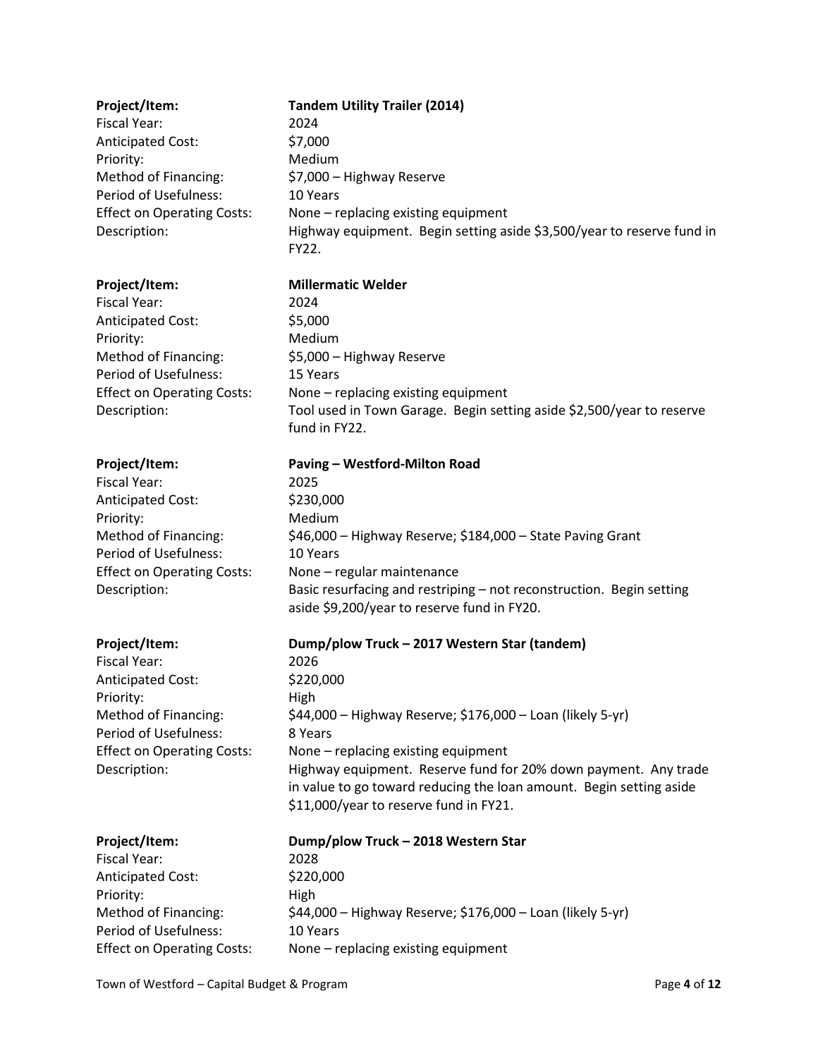| | |
|---|---|
| **Project/Item:** | **Tandem Utility Trailer (2014)** |
| Fiscal Year: | 2024 |
| Anticipated Cost: | $7,000 |
| Priority: | Medium |
| Method of Financing: | $7,000 – Highway Reserve |
| Period of Usefulness: | 10 Years |
| Effect on Operating Costs: | None – replacing existing equipment |
| Description: | Highway equipment. Begin setting aside $3,500/year to reserve fund in FY22. |

| | |
|---|---|
| **Project/Item:** | **Millermatic Welder** |
| Fiscal Year: | 2024 |
| Anticipated Cost: | $5,000 |
| Priority: | Medium |
| Method of Financing: | $5,000 – Highway Reserve |
| Period of Usefulness: | 15 Years |
| Effect on Operating Costs: | None – replacing existing equipment |
| Description: | Tool used in Town Garage. Begin setting aside $2,500/year to reserve fund in FY22. |

| | |
|---|---|
| **Project/Item:** | **Paving – Westford-Milton Road** |
| Fiscal Year: | 2025 |
| Anticipated Cost: | $230,000 |
| Priority: | Medium |
| Method of Financing: | $46,000 – Highway Reserve; $184,000 – State Paving Grant |
| Period of Usefulness: | 10 Years |
| Effect on Operating Costs: | None – regular maintenance |
| Description: | Basic resurfacing and restriping – not reconstruction. Begin setting aside $9,200/year to reserve fund in FY20. |

| | |
|---|---|
| **Project/Item:** | **Dump/plow Truck – 2017 Western Star (tandem)** |
| Fiscal Year: | 2026 |
| Anticipated Cost: | $220,000 |
| Priority: | High |
| Method of Financing: | $44,000 – Highway Reserve; $176,000 – Loan (likely 5-yr) |
| Period of Usefulness: | 8 Years |
| Effect on Operating Costs: | None – replacing existing equipment |
| Description: | Highway equipment. Reserve fund for 20% down payment. Any trade in value to go toward reducing the loan amount. Begin setting aside $11,000/year to reserve fund in FY21. |

| | |
|---|---|
| **Project/Item:** | **Dump/plow Truck – 2018 Western Star** |
| Fiscal Year: | 2028 |
| Anticipated Cost: | $220,000 |
| Priority: | High |
| Method of Financing: | $44,000 – Highway Reserve; $176,000 – Loan (likely 5-yr) |
| Period of Usefulness: | 10 Years |
| Effect on Operating Costs: | None – replacing existing equipment |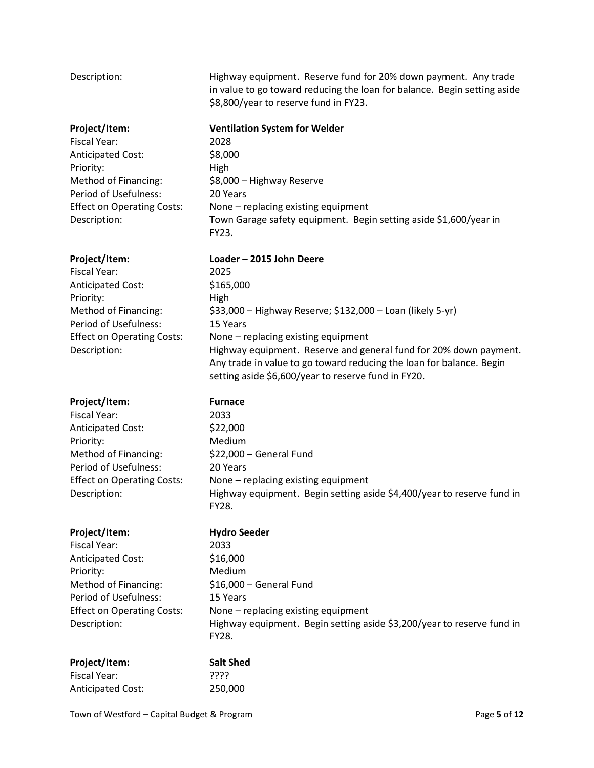| | |
|---|---|
| Description: | Highway equipment. Reserve fund for 20% down payment. Any trade in value to go toward reducing the loan for balance. Begin setting aside $8,800/year to reserve fund in FY23. |

| **Project/Item:** | **Ventilation System for Welder** |
|---|---|
| Fiscal Year: | 2028 |
| Anticipated Cost: | $8,000 |
| Priority: | High |
| Method of Financing: | $8,000 – Highway Reserve |
| Period of Usefulness: | 20 Years |
| Effect on Operating Costs: | None – replacing existing equipment |
| Description: | Town Garage safety equipment. Begin setting aside $1,600/year in FY23. |

| **Project/Item:** | **Loader – 2015 John Deere** |
|---|---|
| Fiscal Year: | 2025 |
| Anticipated Cost: | $165,000 |
| Priority: | High |
| Method of Financing: | $33,000 – Highway Reserve; $132,000 – Loan (likely 5-yr) |
| Period of Usefulness: | 15 Years |
| Effect on Operating Costs: | None – replacing existing equipment |
| Description: | Highway equipment. Reserve and general fund for 20% down payment. Any trade in value to go toward reducing the loan for balance. Begin setting aside $6,600/year to reserve fund in FY20. |

| **Project/Item:** | **Furnace** |
|---|---|
| Fiscal Year: | 2033 |
| Anticipated Cost: | $22,000 |
| Priority: | Medium |
| Method of Financing: | $22,000 – General Fund |
| Period of Usefulness: | 20 Years |
| Effect on Operating Costs: | None – replacing existing equipment |
| Description: | Highway equipment. Begin setting aside $4,400/year to reserve fund in FY28. |

| **Project/Item:** | **Hydro Seeder** |
|---|---|
| Fiscal Year: | 2033 |
| Anticipated Cost: | $16,000 |
| Priority: | Medium |
| Method of Financing: | $16,000 – General Fund |
| Period of Usefulness: | 15 Years |
| Effect on Operating Costs: | None – replacing existing equipment |
| Description: | Highway equipment. Begin setting aside $3,200/year to reserve fund in FY28. |

| **Project/Item:** | **Salt Shed** |
|---|---|
| Fiscal Year: | ???? |
| Anticipated Cost: | 250,000 |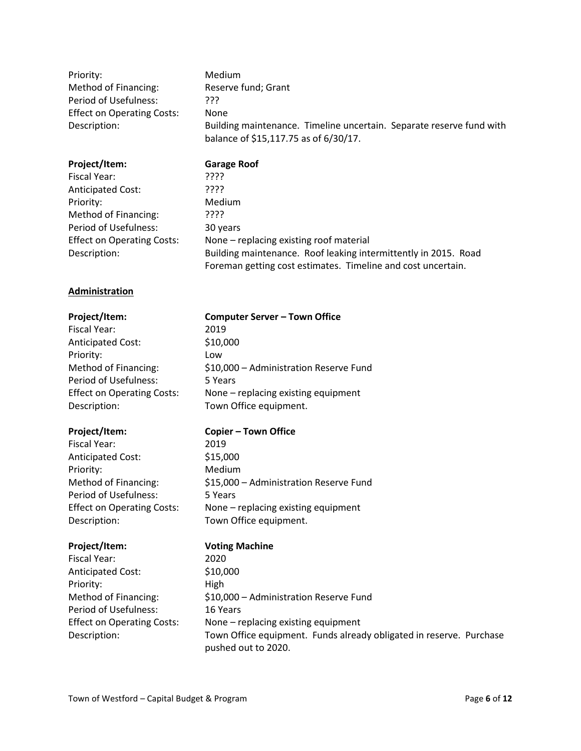Priority: Medium
Method of Financing: Reserve fund; Grant
Period of Usefulness: ???
Effect on Operating Costs: None
Description: Building maintenance. Timeline uncertain. Separate reserve fund with balance of $15,117.75 as of 6/30/17.

**Project/Item:** **Garage Roof**
Fiscal Year: ????
Anticipated Cost: ????
Priority: Medium
Method of Financing: ????
Period of Usefulness: 30 years
Effect on Operating Costs: None – replacing existing roof material
Description: Building maintenance. Roof leaking intermittently in 2015. Road Foreman getting cost estimates. Timeline and cost uncertain.

**Administration**

**Project/Item:** **Computer Server – Town Office**
Fiscal Year: 2019
Anticipated Cost: $10,000
Priority: Low
Method of Financing: $10,000 – Administration Reserve Fund
Period of Usefulness: 5 Years
Effect on Operating Costs: None – replacing existing equipment
Description: Town Office equipment.

**Project/Item:** **Copier – Town Office**
Fiscal Year: 2019
Anticipated Cost: $15,000
Priority: Medium
Method of Financing: $15,000 – Administration Reserve Fund
Period of Usefulness: 5 Years
Effect on Operating Costs: None – replacing existing equipment
Description: Town Office equipment.

**Project/Item:** **Voting Machine**
Fiscal Year: 2020
Anticipated Cost: $10,000
Priority: High
Method of Financing: $10,000 – Administration Reserve Fund
Period of Usefulness: 16 Years
Effect on Operating Costs: None – replacing existing equipment
Description: Town Office equipment. Funds already obligated in reserve. Purchase pushed out to 2020.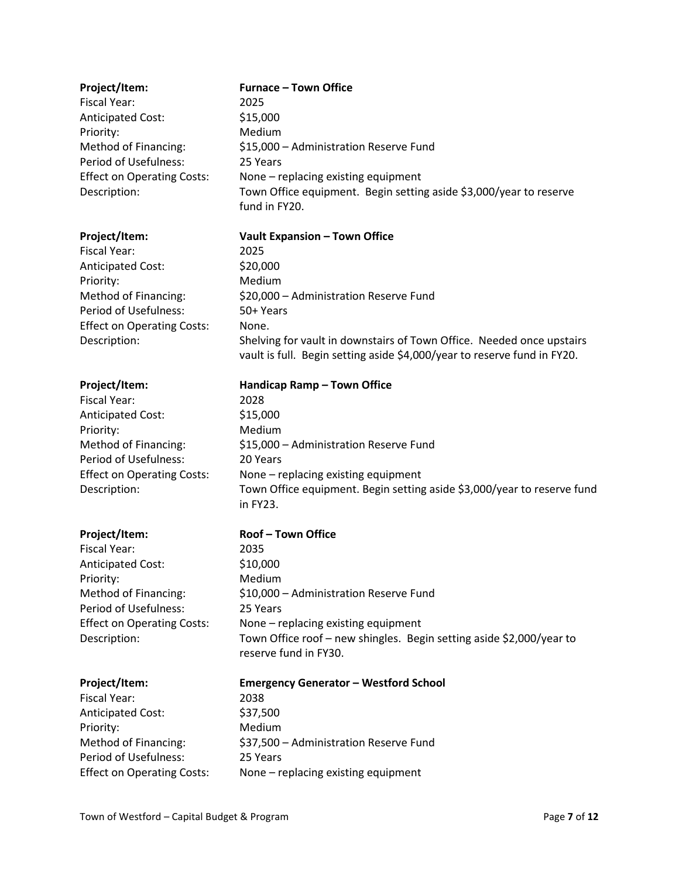| | |
|---|---|
| **Project/Item:** | **Furnace – Town Office** |
| Fiscal Year: | 2025 |
| Anticipated Cost: | $15,000 |
| Priority: | Medium |
| Method of Financing: | $15,000 – Administration Reserve Fund |
| Period of Usefulness: | 25 Years |
| Effect on Operating Costs: | None – replacing existing equipment |
| Description: | Town Office equipment. Begin setting aside $3,000/year to reserve fund in FY20. |

| | |
|---|---|
| **Project/Item:** | **Vault Expansion – Town Office** |
| Fiscal Year: | 2025 |
| Anticipated Cost: | $20,000 |
| Priority: | Medium |
| Method of Financing: | $20,000 – Administration Reserve Fund |
| Period of Usefulness: | 50+ Years |
| Effect on Operating Costs: | None. |
| Description: | Shelving for vault in downstairs of Town Office. Needed once upstairs vault is full. Begin setting aside $4,000/year to reserve fund in FY20. |

| | |
|---|---|
| **Project/Item:** | **Handicap Ramp – Town Office** |
| Fiscal Year: | 2028 |
| Anticipated Cost: | $15,000 |
| Priority: | Medium |
| Method of Financing: | $15,000 – Administration Reserve Fund |
| Period of Usefulness: | 20 Years |
| Effect on Operating Costs: | None – replacing existing equipment |
| Description: | Town Office equipment. Begin setting aside $3,000/year to reserve fund in FY23. |

| | |
|---|---|
| **Project/Item:** | **Roof – Town Office** |
| Fiscal Year: | 2035 |
| Anticipated Cost: | $10,000 |
| Priority: | Medium |
| Method of Financing: | $10,000 – Administration Reserve Fund |
| Period of Usefulness: | 25 Years |
| Effect on Operating Costs: | None – replacing existing equipment |
| Description: | Town Office roof – new shingles. Begin setting aside $2,000/year to reserve fund in FY30. |

| | |
|---|---|
| **Project/Item:** | **Emergency Generator – Westford School** |
| Fiscal Year: | 2038 |
| Anticipated Cost: | $37,500 |
| Priority: | Medium |
| Method of Financing: | $37,500 – Administration Reserve Fund |
| Period of Usefulness: | 25 Years |
| Effect on Operating Costs: | None – replacing existing equipment |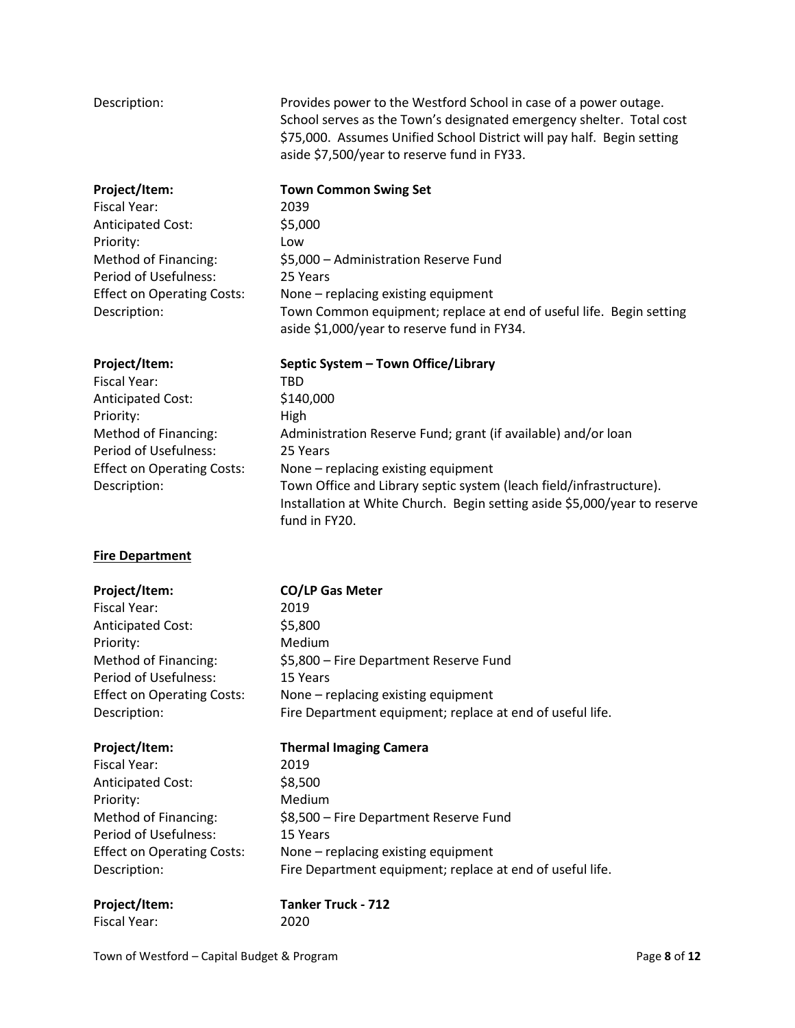Description: Provides power to the Westford School in case of a power outage. School serves as the Town's designated emergency shelter. Total cost $75,000. Assumes Unified School District will pay half. Begin setting aside $7,500/year to reserve fund in FY33.

| | |
|---|---|
| **Project/Item:** | **Town Common Swing Set** |
| Fiscal Year: | 2039 |
| Anticipated Cost: | $5,000 |
| Priority: | Low |
| Method of Financing: | $5,000 – Administration Reserve Fund |
| Period of Usefulness: | 25 Years |
| Effect on Operating Costs: | None – replacing existing equipment |
| Description: | Town Common equipment; replace at end of useful life. Begin setting aside $1,000/year to reserve fund in FY34. |

| | |
|---|---|
| **Project/Item:** | **Septic System – Town Office/Library** |
| Fiscal Year: | TBD |
| Anticipated Cost: | $140,000 |
| Priority: | High |
| Method of Financing: | Administration Reserve Fund; grant (if available) and/or loan |
| Period of Usefulness: | 25 Years |
| Effect on Operating Costs: | None – replacing existing equipment |
| Description: | Town Office and Library septic system (leach field/infrastructure). Installation at White Church. Begin setting aside $5,000/year to reserve fund in FY20. |

**Fire Department**

| | |
|---|---|
| **Project/Item:** | **CO/LP Gas Meter** |
| Fiscal Year: | 2019 |
| Anticipated Cost: | $5,800 |
| Priority: | Medium |
| Method of Financing: | $5,800 – Fire Department Reserve Fund |
| Period of Usefulness: | 15 Years |
| Effect on Operating Costs: | None – replacing existing equipment |
| Description: | Fire Department equipment; replace at end of useful life. |

| | |
|---|---|
| **Project/Item:** | **Thermal Imaging Camera** |
| Fiscal Year: | 2019 |
| Anticipated Cost: | $8,500 |
| Priority: | Medium |
| Method of Financing: | $8,500 – Fire Department Reserve Fund |
| Period of Usefulness: | 15 Years |
| Effect on Operating Costs: | None – replacing existing equipment |
| Description: | Fire Department equipment; replace at end of useful life. |

| | |
|---|---|
| **Project/Item:** | **Tanker Truck - 712** |
| Fiscal Year: | 2020 |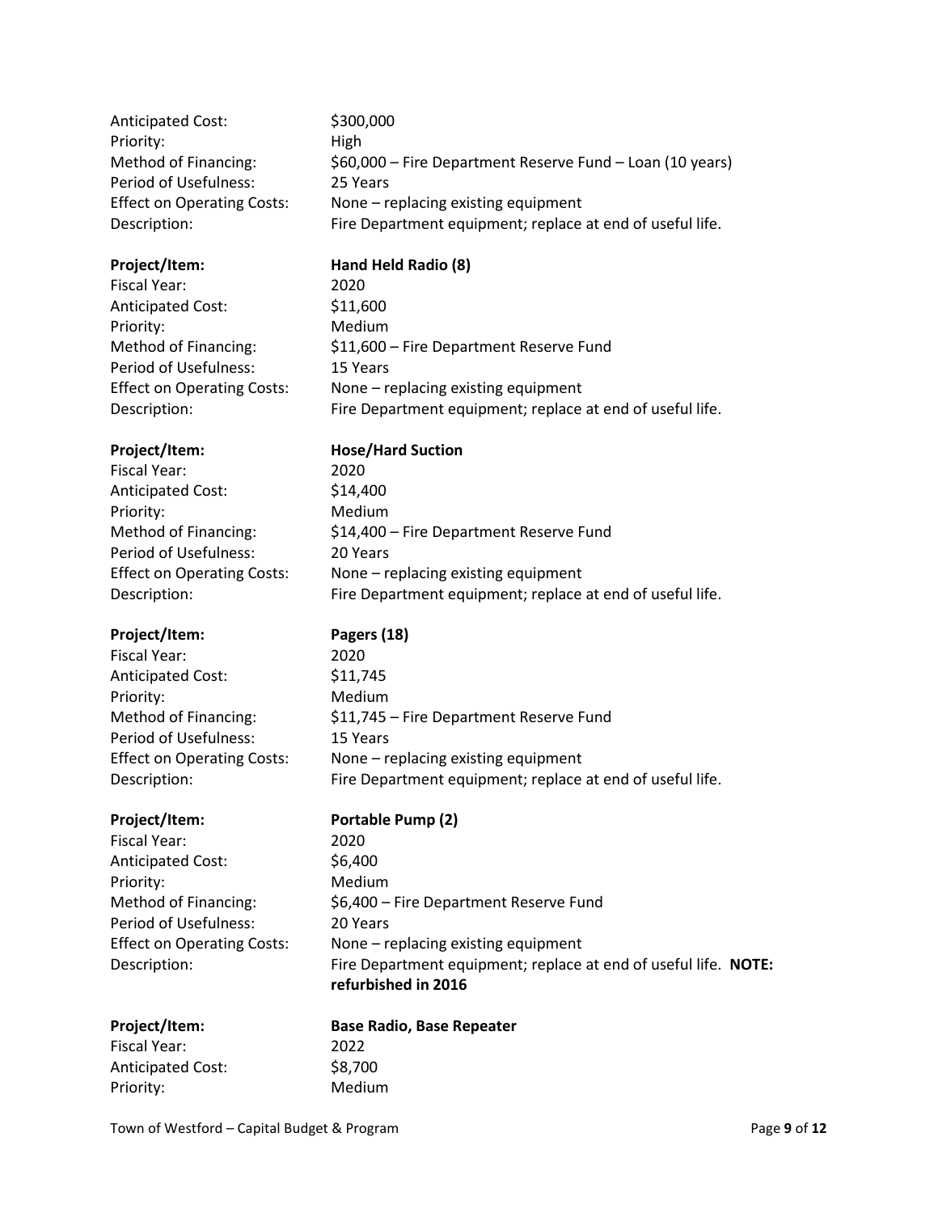Anticipated Cost: $300,000
Priority: High
Method of Financing: $60,000 – Fire Department Reserve Fund – Loan (10 years)
Period of Usefulness: 25 Years
Effect on Operating Costs: None – replacing existing equipment
Description: Fire Department equipment; replace at end of useful life.

**Project/Item: Hand Held Radio (8)**
Fiscal Year: 2020
Anticipated Cost: $11,600
Priority: Medium
Method of Financing: $11,600 – Fire Department Reserve Fund
Period of Usefulness: 15 Years
Effect on Operating Costs: None – replacing existing equipment
Description: Fire Department equipment; replace at end of useful life.

**Project/Item: Hose/Hard Suction**
Fiscal Year: 2020
Anticipated Cost: $14,400
Priority: Medium
Method of Financing: $14,400 – Fire Department Reserve Fund
Period of Usefulness: 20 Years
Effect on Operating Costs: None – replacing existing equipment
Description: Fire Department equipment; replace at end of useful life.

**Project/Item: Pagers (18)**
Fiscal Year: 2020
Anticipated Cost: $11,745
Priority: Medium
Method of Financing: $11,745 – Fire Department Reserve Fund
Period of Usefulness: 15 Years
Effect on Operating Costs: None – replacing existing equipment
Description: Fire Department equipment; replace at end of useful life.

**Project/Item: Portable Pump (2)**
Fiscal Year: 2020
Anticipated Cost: $6,400
Priority: Medium
Method of Financing: $6,400 – Fire Department Reserve Fund
Period of Usefulness: 20 Years
Effect on Operating Costs: None – replacing existing equipment
Description: Fire Department equipment; replace at end of useful life. **NOTE: refurbished in 2016**

**Project/Item: Base Radio, Base Repeater**
Fiscal Year: 2022
Anticipated Cost: $8,700
Priority: Medium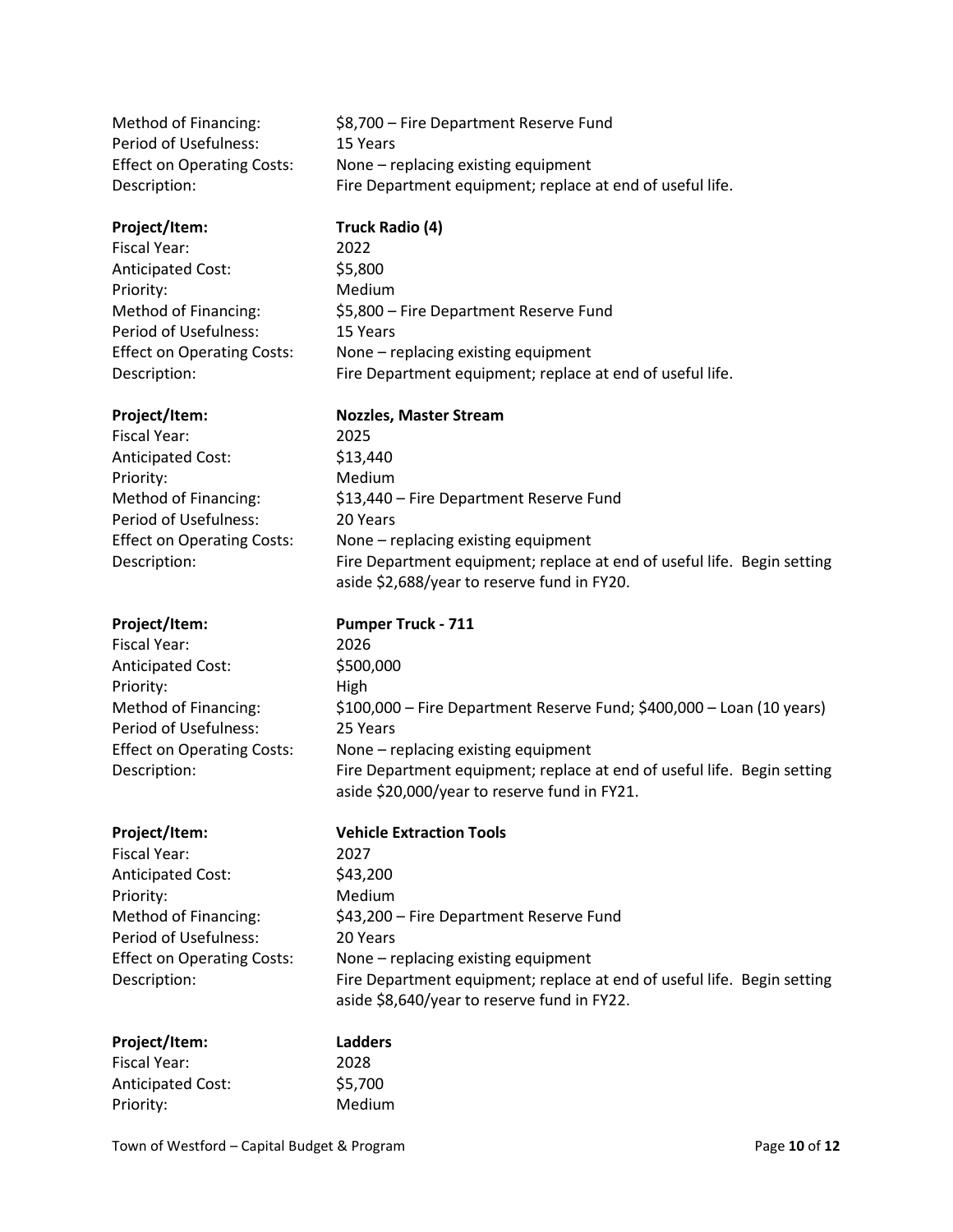Method of Financing: $8,700 – Fire Department Reserve Fund
Period of Usefulness: 15 Years
Effect on Operating Costs: None – replacing existing equipment
Description: Fire Department equipment; replace at end of useful life.

**Project/Item:** **Truck Radio (4)**
Fiscal Year: 2022
Anticipated Cost: $5,800
Priority: Medium
Method of Financing: $5,800 – Fire Department Reserve Fund
Period of Usefulness: 15 Years
Effect on Operating Costs: None – replacing existing equipment
Description: Fire Department equipment; replace at end of useful life.

**Project/Item:** **Nozzles, Master Stream**
Fiscal Year: 2025
Anticipated Cost: $13,440
Priority: Medium
Method of Financing: $13,440 – Fire Department Reserve Fund
Period of Usefulness: 20 Years
Effect on Operating Costs: None – replacing existing equipment
Description: Fire Department equipment; replace at end of useful life. Begin setting aside $2,688/year to reserve fund in FY20.

**Project/Item:** **Pumper Truck - 711**
Fiscal Year: 2026
Anticipated Cost: $500,000
Priority: High
Method of Financing: $100,000 – Fire Department Reserve Fund; $400,000 – Loan (10 years)
Period of Usefulness: 25 Years
Effect on Operating Costs: None – replacing existing equipment
Description: Fire Department equipment; replace at end of useful life. Begin setting aside $20,000/year to reserve fund in FY21.

**Project/Item:** **Vehicle Extraction Tools**
Fiscal Year: 2027
Anticipated Cost: $43,200
Priority: Medium
Method of Financing: $43,200 – Fire Department Reserve Fund
Period of Usefulness: 20 Years
Effect on Operating Costs: None – replacing existing equipment
Description: Fire Department equipment; replace at end of useful life. Begin setting aside $8,640/year to reserve fund in FY22.

**Project/Item:** **Ladders**
Fiscal Year: 2028
Anticipated Cost: $5,700
Priority: Medium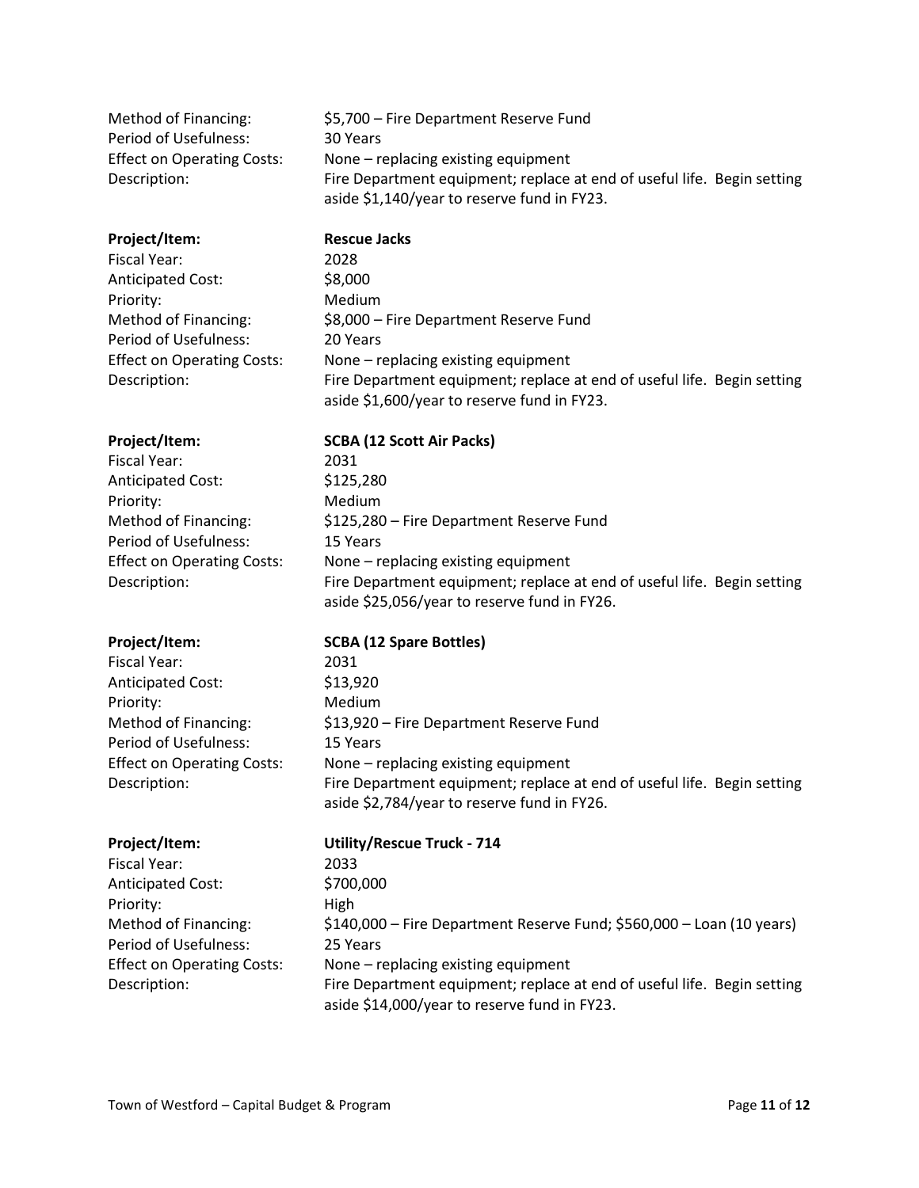Method of Financing: $5,700 – Fire Department Reserve Fund
Period of Usefulness: 30 Years
Effect on Operating Costs: None – replacing existing equipment
Description: Fire Department equipment; replace at end of useful life. Begin setting aside $1,140/year to reserve fund in FY23.

**Project/Item:** **Rescue Jacks**
Fiscal Year: 2028
Anticipated Cost: $8,000
Priority: Medium
Method of Financing: $8,000 – Fire Department Reserve Fund
Period of Usefulness: 20 Years
Effect on Operating Costs: None – replacing existing equipment
Description: Fire Department equipment; replace at end of useful life. Begin setting aside $1,600/year to reserve fund in FY23.

**Project/Item:** **SCBA (12 Scott Air Packs)**
Fiscal Year: 2031
Anticipated Cost: $125,280
Priority: Medium
Method of Financing: $125,280 – Fire Department Reserve Fund
Period of Usefulness: 15 Years
Effect on Operating Costs: None – replacing existing equipment
Description: Fire Department equipment; replace at end of useful life. Begin setting aside $25,056/year to reserve fund in FY26.

**Project/Item:** **SCBA (12 Spare Bottles)**
Fiscal Year: 2031
Anticipated Cost: $13,920
Priority: Medium
Method of Financing: $13,920 – Fire Department Reserve Fund
Period of Usefulness: 15 Years
Effect on Operating Costs: None – replacing existing equipment
Description: Fire Department equipment; replace at end of useful life. Begin setting aside $2,784/year to reserve fund in FY26.

**Project/Item:** **Utility/Rescue Truck - 714**
Fiscal Year: 2033
Anticipated Cost: $700,000
Priority: High
Method of Financing: $140,000 – Fire Department Reserve Fund; $560,000 – Loan (10 years)
Period of Usefulness: 25 Years
Effect on Operating Costs: None – replacing existing equipment
Description: Fire Department equipment; replace at end of useful life. Begin setting aside $14,000/year to reserve fund in FY23.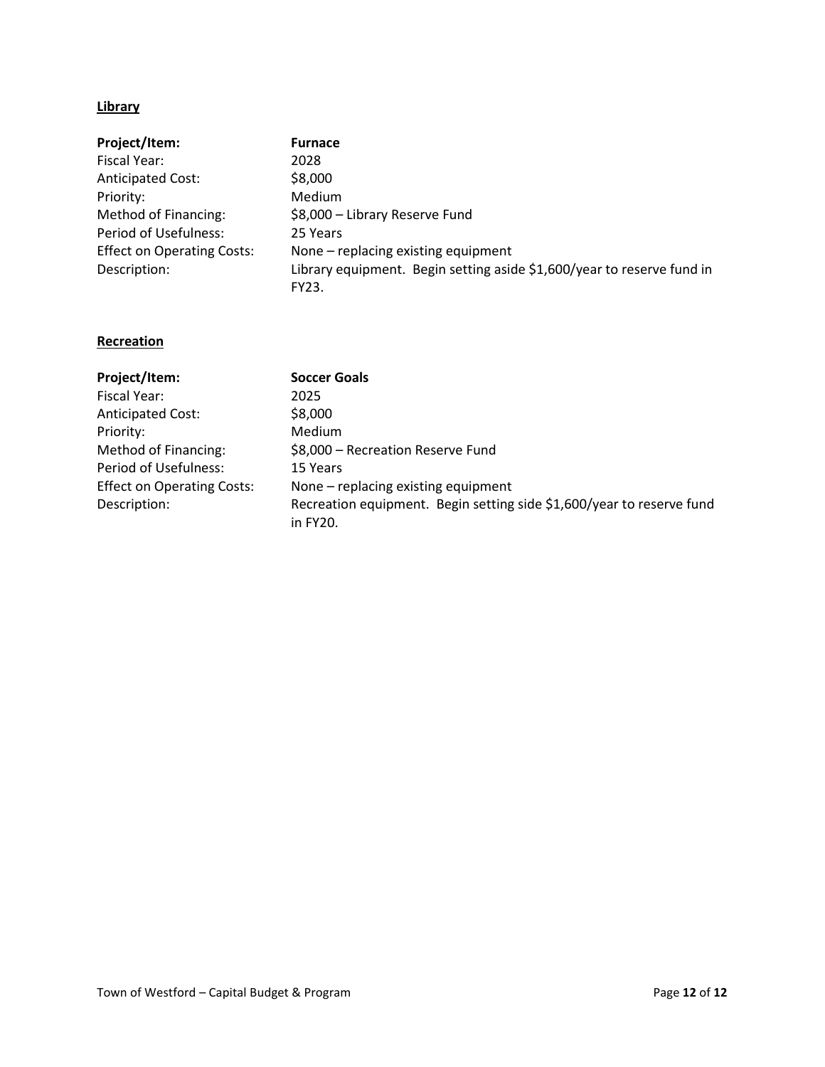**Library**

| | |
|---|---|
| **Project/Item:** | **Furnace** |
| Fiscal Year: | 2028 |
| Anticipated Cost: | $8,000 |
| Priority: | Medium |
| Method of Financing: | $8,000 – Library Reserve Fund |
| Period of Usefulness: | 25 Years |
| Effect on Operating Costs: | None – replacing existing equipment |
| Description: | Library equipment. Begin setting aside $1,600/year to reserve fund in FY23. |

**Recreation**

| | |
|---|---|
| **Project/Item:** | **Soccer Goals** |
| Fiscal Year: | 2025 |
| Anticipated Cost: | $8,000 |
| Priority: | Medium |
| Method of Financing: | $8,000 – Recreation Reserve Fund |
| Period of Usefulness: | 15 Years |
| Effect on Operating Costs: | None – replacing existing equipment |
| Description: | Recreation equipment. Begin setting side $1,600/year to reserve fund in FY20. |